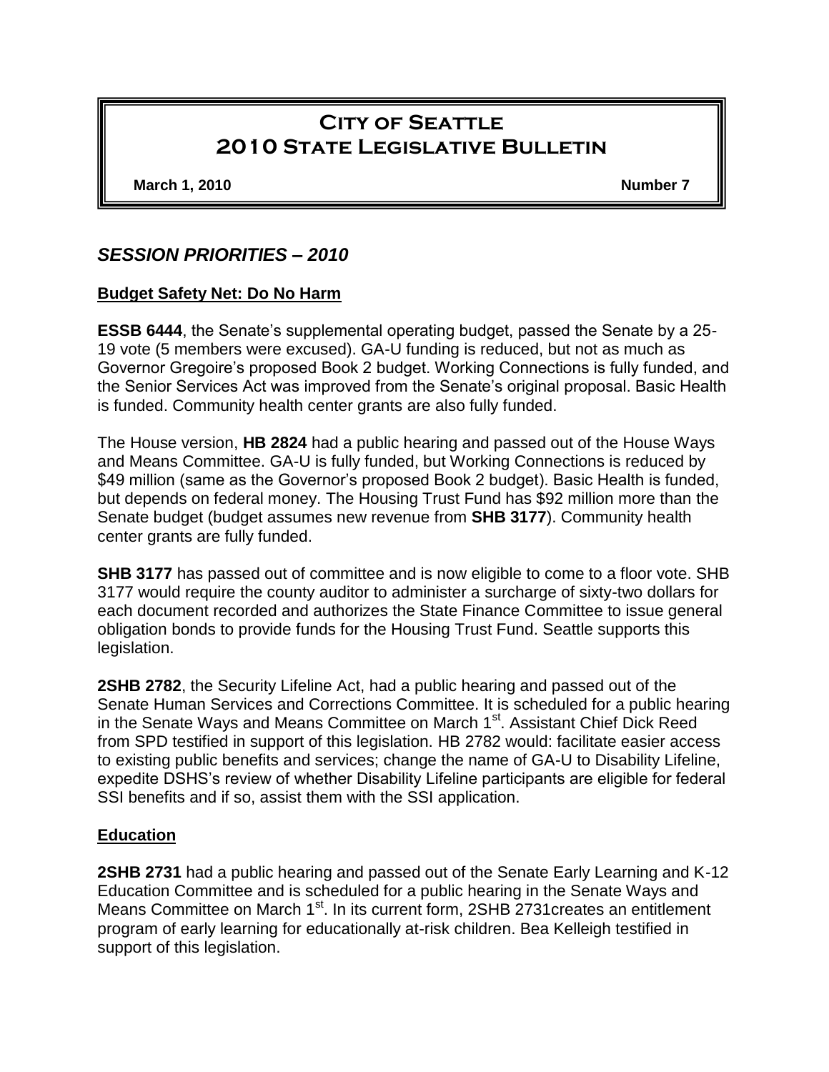# City of Seattle 2010 State Legislative Bulletin

**March 1, 2010** **Number 7**

## *SESSION PRIORITIES – 2010*

### Budget Safety Net: Do No Harm

**ESSB 6444**, the Senate's supplemental operating budget, passed the Senate by a 25-19 vote (5 members were excused). GA-U funding is reduced, but not as much as Governor Gregoire's proposed Book 2 budget. Working Connections is fully funded, and the Senior Services Act was improved from the Senate's original proposal. Basic Health is funded. Community health center grants are also fully funded.

The House version, **HB 2824** had a public hearing and passed out of the House Ways and Means Committee. GA-U is fully funded, but Working Connections is reduced by $49 million (same as the Governor's proposed Book 2 budget). Basic Health is funded, but depends on federal money. The Housing Trust Fund has $92 million more than the Senate budget (budget assumes new revenue from **SHB 3177**). Community health center grants are fully funded.

**SHB 3177** has passed out of committee and is now eligible to come to a floor vote. SHB 3177 would require the county auditor to administer a surcharge of sixty-two dollars for each document recorded and authorizes the State Finance Committee to issue general obligation bonds to provide funds for the Housing Trust Fund. Seattle supports this legislation.

**2SHB 2782**, the Security Lifeline Act, had a public hearing and passed out of the Senate Human Services and Corrections Committee. It is scheduled for a public hearing in the Senate Ways and Means Committee on March 1st. Assistant Chief Dick Reed from SPD testified in support of this legislation. HB 2782 would: facilitate easier access to existing public benefits and services; change the name of GA-U to Disability Lifeline, expedite DSHS's review of whether Disability Lifeline participants are eligible for federal SSI benefits and if so, assist them with the SSI application.

### Education

**2SHB 2731** had a public hearing and passed out of the Senate Early Learning and K-12 Education Committee and is scheduled for a public hearing in the Senate Ways and Means Committee on March 1st. In its current form, 2SHB 2731creates an entitlement program of early learning for educationally at-risk children. Bea Kelleigh testified in support of this legislation.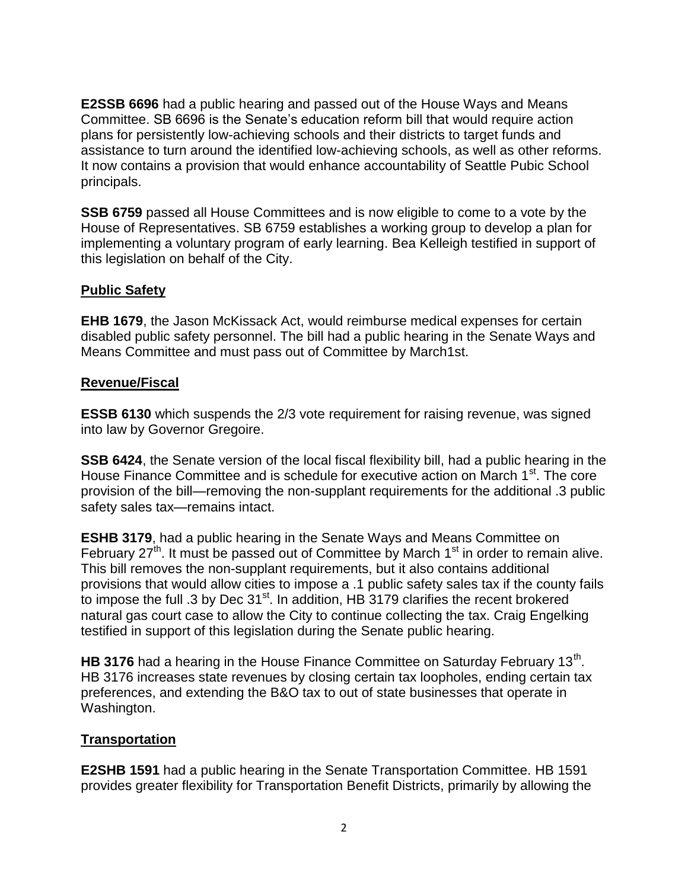**E2SSB 6696** had a public hearing and passed out of the House Ways and Means Committee. SB 6696 is the Senate's education reform bill that would require action plans for persistently low-achieving schools and their districts to target funds and assistance to turn around the identified low-achieving schools, as well as other reforms. It now contains a provision that would enhance accountability of Seattle Pubic School principals.

**SSB 6759** passed all House Committees and is now eligible to come to a vote by the House of Representatives. SB 6759 establishes a working group to develop a plan for implementing a voluntary program of early learning. Bea Kelleigh testified in support of this legislation on behalf of the City.

## Public Safety

**EHB 1679**, the Jason McKissack Act, would reimburse medical expenses for certain disabled public safety personnel. The bill had a public hearing in the Senate Ways and Means Committee and must pass out of Committee by March1st.

## Revenue/Fiscal

**ESSB 6130** which suspends the 2/3 vote requirement for raising revenue, was signed into law by Governor Gregoire.

**SSB 6424**, the Senate version of the local fiscal flexibility bill, had a public hearing in the House Finance Committee and is schedule for executive action on March 1st. The core provision of the bill—removing the non-supplant requirements for the additional .3 public safety sales tax—remains intact.

**ESHB 3179**, had a public hearing in the Senate Ways and Means Committee on February 27th. It must be passed out of Committee by March 1st in order to remain alive. This bill removes the non-supplant requirements, but it also contains additional provisions that would allow cities to impose a .1 public safety sales tax if the county fails to impose the full .3 by Dec 31st. In addition, HB 3179 clarifies the recent brokered natural gas court case to allow the City to continue collecting the tax. Craig Engelking testified in support of this legislation during the Senate public hearing.

**HB 3176** had a hearing in the House Finance Committee on Saturday February 13th. HB 3176 increases state revenues by closing certain tax loopholes, ending certain tax preferences, and extending the B&O tax to out of state businesses that operate in Washington.

## Transportation

**E2SHB 1591** had a public hearing in the Senate Transportation Committee. HB 1591 provides greater flexibility for Transportation Benefit Districts, primarily by allowing the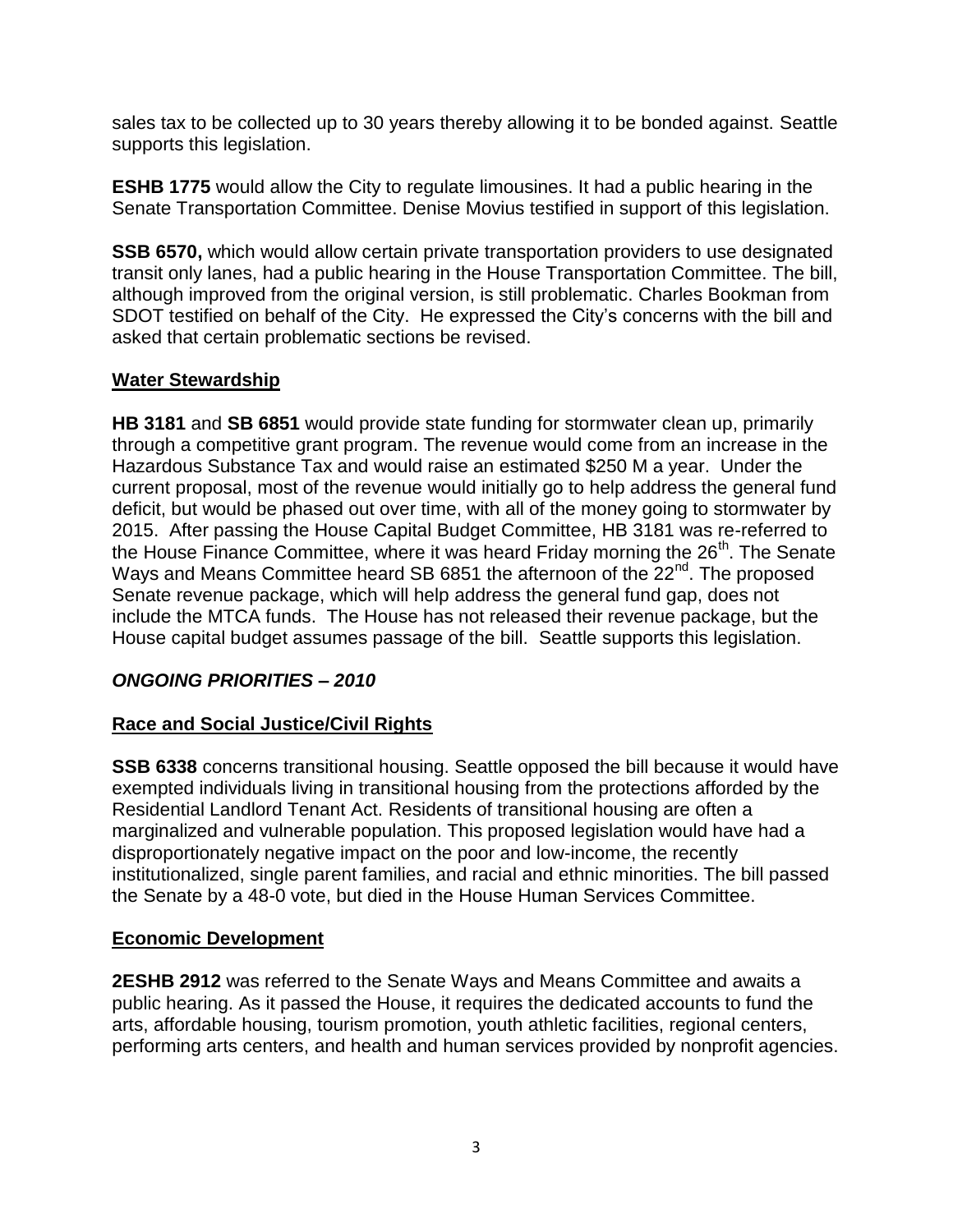sales tax to be collected up to 30 years thereby allowing it to be bonded against. Seattle supports this legislation.

**ESHB 1775** would allow the City to regulate limousines. It had a public hearing in the Senate Transportation Committee. Denise Movius testified in support of this legislation.

**SSB 6570,** which would allow certain private transportation providers to use designated transit only lanes, had a public hearing in the House Transportation Committee. The bill, although improved from the original version, is still problematic. Charles Bookman from SDOT testified on behalf of the City. He expressed the City's concerns with the bill and asked that certain problematic sections be revised.

## <u>Water Stewardship</u>

**HB 3181** and **SB 6851** would provide state funding for stormwater clean up, primarily through a competitive grant program. The revenue would come from an increase in the Hazardous Substance Tax and would raise an estimated $250 M a year. Under the current proposal, most of the revenue would initially go to help address the general fund deficit, but would be phased out over time, with all of the money going to stormwater by 2015. After passing the House Capital Budget Committee, HB 3181 was re-referred to the House Finance Committee, where it was heard Friday morning the 26th. The Senate Ways and Means Committee heard SB 6851 the afternoon of the 22nd. The proposed Senate revenue package, which will help address the general fund gap, does not include the MTCA funds. The House has not released their revenue package, but the House capital budget assumes passage of the bill. Seattle supports this legislation.

## ***ONGOING PRIORITIES – 2010***

## <u>Race and Social Justice/Civil Rights</u>

**SSB 6338** concerns transitional housing. Seattle opposed the bill because it would have exempted individuals living in transitional housing from the protections afforded by the Residential Landlord Tenant Act. Residents of transitional housing are often a marginalized and vulnerable population. This proposed legislation would have had a disproportionately negative impact on the poor and low-income, the recently institutionalized, single parent families, and racial and ethnic minorities. The bill passed the Senate by a 48-0 vote, but died in the House Human Services Committee.

## <u>Economic Development</u>

**2ESHB 2912** was referred to the Senate Ways and Means Committee and awaits a public hearing. As it passed the House, it requires the dedicated accounts to fund the arts, affordable housing, tourism promotion, youth athletic facilities, regional centers, performing arts centers, and health and human services provided by nonprofit agencies.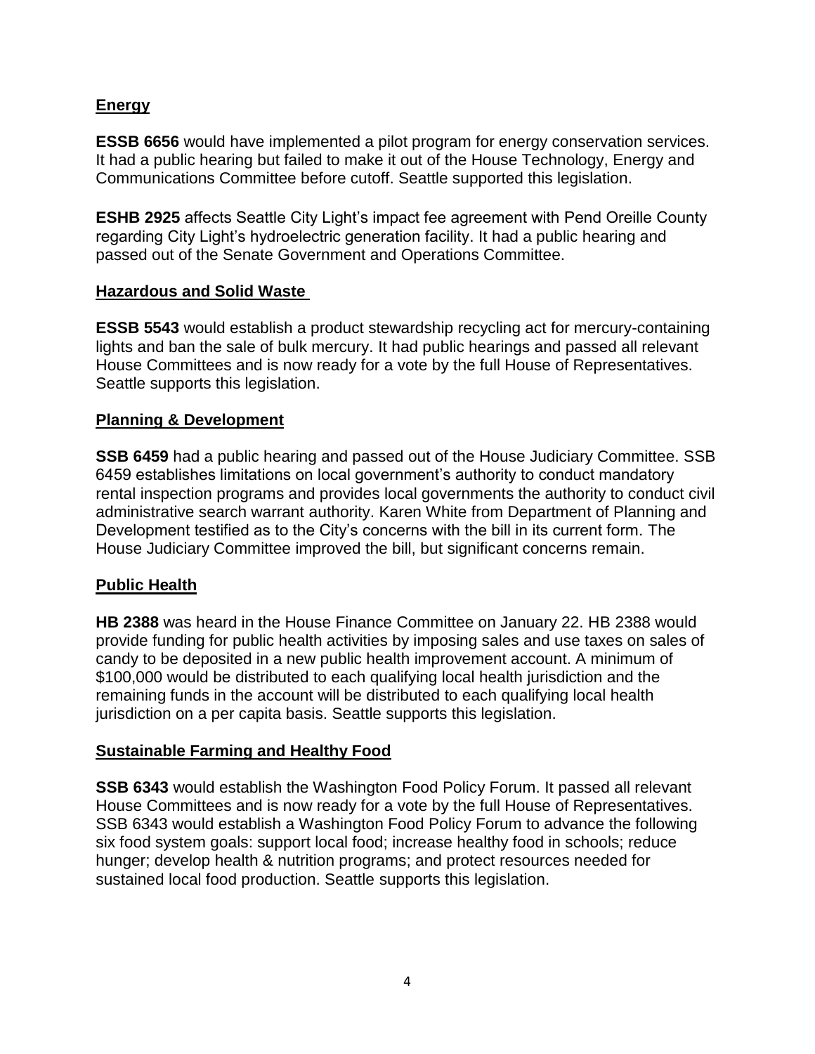## Energy

**ESSB 6656** would have implemented a pilot program for energy conservation services. It had a public hearing but failed to make it out of the House Technology, Energy and Communications Committee before cutoff. Seattle supported this legislation.

**ESHB 2925** affects Seattle City Light's impact fee agreement with Pend Oreille County regarding City Light's hydroelectric generation facility. It had a public hearing and passed out of the Senate Government and Operations Committee.

## Hazardous and Solid Waste

**ESSB 5543** would establish a product stewardship recycling act for mercury-containing lights and ban the sale of bulk mercury. It had public hearings and passed all relevant House Committees and is now ready for a vote by the full House of Representatives. Seattle supports this legislation.

## Planning & Development

**SSB 6459** had a public hearing and passed out of the House Judiciary Committee. SSB 6459 establishes limitations on local government's authority to conduct mandatory rental inspection programs and provides local governments the authority to conduct civil administrative search warrant authority. Karen White from Department of Planning and Development testified as to the City's concerns with the bill in its current form. The House Judiciary Committee improved the bill, but significant concerns remain.

## Public Health

**HB 2388** was heard in the House Finance Committee on January 22. HB 2388 would provide funding for public health activities by imposing sales and use taxes on sales of candy to be deposited in a new public health improvement account. A minimum of $100,000 would be distributed to each qualifying local health jurisdiction and the remaining funds in the account will be distributed to each qualifying local health jurisdiction on a per capita basis. Seattle supports this legislation.

## Sustainable Farming and Healthy Food

**SSB 6343** would establish the Washington Food Policy Forum. It passed all relevant House Committees and is now ready for a vote by the full House of Representatives. SSB 6343 would establish a Washington Food Policy Forum to advance the following six food system goals: support local food; increase healthy food in schools; reduce hunger; develop health & nutrition programs; and protect resources needed for sustained local food production. Seattle supports this legislation.